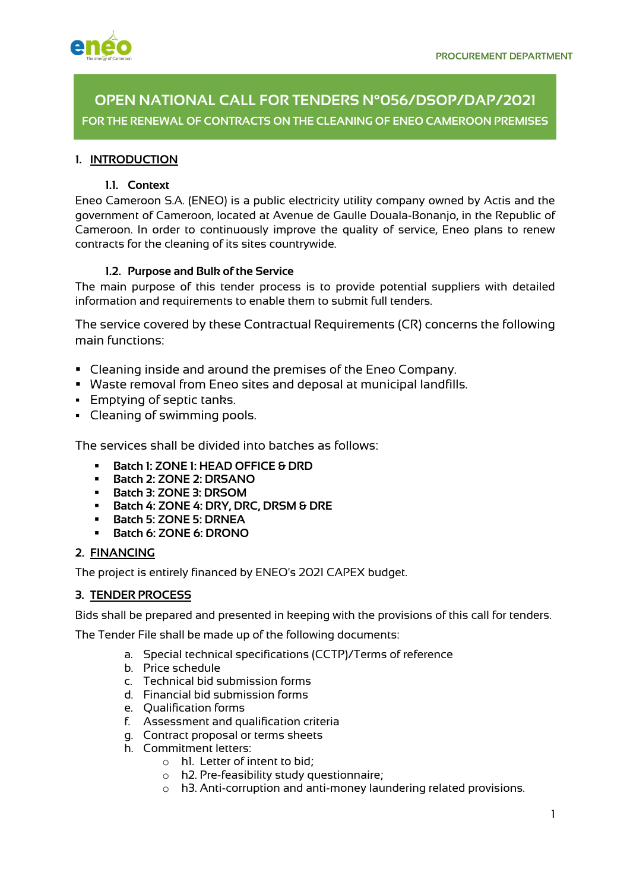PROCUREMENT DEPARTMENT

# OPEN NATIONAL CALL FOR TENDERS N°056/DSOP/DAP/2021

## FOR THE RENEWAL OF CONTRACTS ON THE CLEANING OF ENEO CAMEROON PREMISES

## 1. INTRODUCTION

### 1.1. Context

Eneo Cameroon S.A. (ENEO) is a public electricity utility company owned by Actis and the government of Cameroon, located at Avenue de Gaulle Douala-Bonanjo, in the Republic of Cameroon. In order to continuously improve the quality of service, Eneo plans to renew contracts for the cleaning of its sites countrywide.

### 1.2. Purpose and Bulk of the Service

The main purpose of this tender process is to provide potential suppliers with detailed information and requirements to enable them to submit full tenders.

The service covered by these Contractual Requirements (CR) concerns the following main functions:

- Cleaning inside and around the premises of the Eneo Company.
- Waste removal from Eneo sites and deposal at municipal landfills.
- Emptying of septic tanks.
- Cleaning of swimming pools.

The services shall be divided into batches as follows:

- **Batch 1: ZONE 1: HEAD OFFICE & DRD**
- **Batch 2: ZONE 2: DRSANO**
- **Batch 3: ZONE 3: DRSOM**
- **Batch 4: ZONE 4: DRY, DRC, DRSM & DRE**
- **Batch 5: ZONE 5: DRNEA**
- **Batch 6: ZONE 6: DRONO**

## 2. FINANCING

The project is entirely financed by ENEO's 2021 CAPEX budget.

## 3. TENDER PROCESS

Bids shall be prepared and presented in keeping with the provisions of this call for tenders.

The Tender File shall be made up of the following documents:

a. Special technical specifications (CCTP)/Terms of reference
b. Price schedule
c. Technical bid submission forms
d. Financial bid submission forms
e. Qualification forms
f. Assessment and qualification criteria
g. Contract proposal or terms sheets
h. Commitment letters:
   - h1. Letter of intent to bid;
   - h2. Pre-feasibility study questionnaire;
   - h3. Anti-corruption and anti-money laundering related provisions.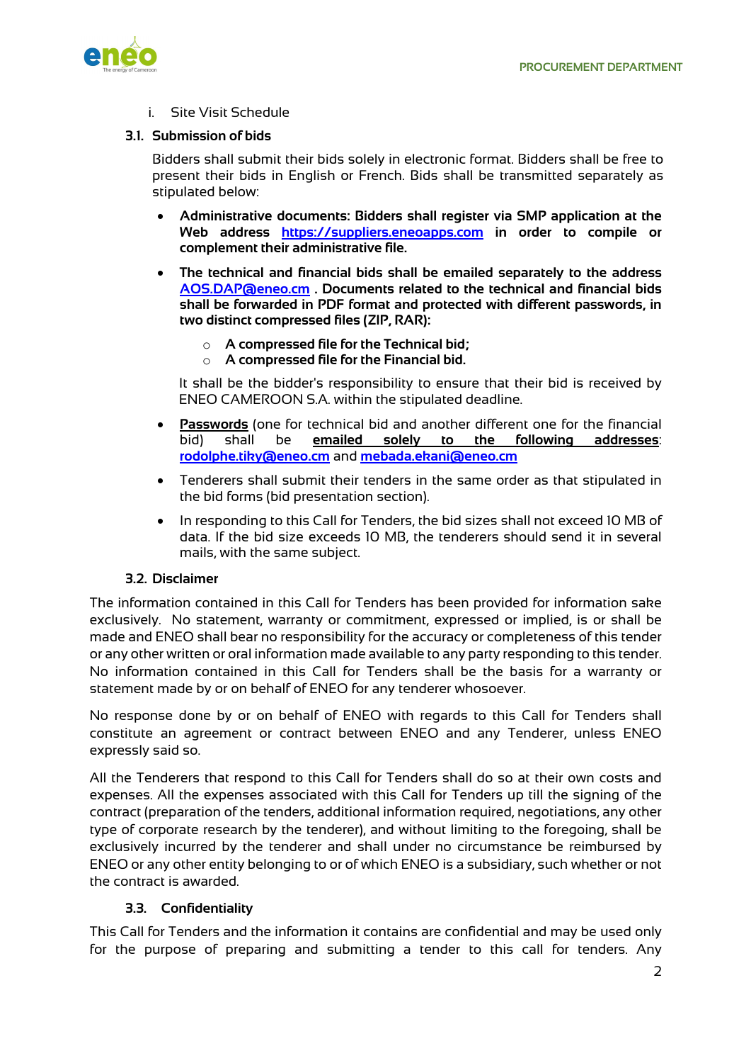i. Site Visit Schedule

### 3.1. Submission of bids

Bidders shall submit their bids solely in electronic format. Bidders shall be free to present their bids in English or French. Bids shall be transmitted separately as stipulated below:

- **Administrative documents: Bidders shall register via SMP application at the Web address https://suppliers.eneoapps.com in order to compile or complement their administrative file.**
- **The technical and financial bids shall be emailed separately to the address AOS.DAP@eneo.cm . Documents related to the technical and financial bids shall be forwarded in PDF format and protected with different passwords, in two distinct compressed files (ZIP, RAR):**
  - **A compressed file for the Technical bid;**
  - **A compressed file for the Financial bid.**

  It shall be the bidder's responsibility to ensure that their bid is received by ENEO CAMEROON S.A. within the stipulated deadline.
- **Passwords** (one for technical bid and another different one for the financial bid) shall be **emailed solely to the following addresses**: **rodolphe.tiky@eneo.cm** and **mebada.ekani@eneo.cm**
- Tenderers shall submit their tenders in the same order as that stipulated in the bid forms (bid presentation section).
- In responding to this Call for Tenders, the bid sizes shall not exceed 10 MB of data. If the bid size exceeds 10 MB, the tenderers should send it in several mails, with the same subject.

### 3.2. Disclaimer

The information contained in this Call for Tenders has been provided for information sake exclusively. No statement, warranty or commitment, expressed or implied, is or shall be made and ENEO shall bear no responsibility for the accuracy or completeness of this tender or any other written or oral information made available to any party responding to this tender. No information contained in this Call for Tenders shall be the basis for a warranty or statement made by or on behalf of ENEO for any tenderer whosoever.

No response done by or on behalf of ENEO with regards to this Call for Tenders shall constitute an agreement or contract between ENEO and any Tenderer, unless ENEO expressly said so.

All the Tenderers that respond to this Call for Tenders shall do so at their own costs and expenses. All the expenses associated with this Call for Tenders up till the signing of the contract (preparation of the tenders, additional information required, negotiations, any other type of corporate research by the tenderer), and without limiting to the foregoing, shall be exclusively incurred by the tenderer and shall under no circumstance be reimbursed by ENEO or any other entity belonging to or of which ENEO is a subsidiary, such whether or not the contract is awarded.

### 3.3. Confidentiality

This Call for Tenders and the information it contains are confidential and may be used only for the purpose of preparing and submitting a tender to this call for tenders. Any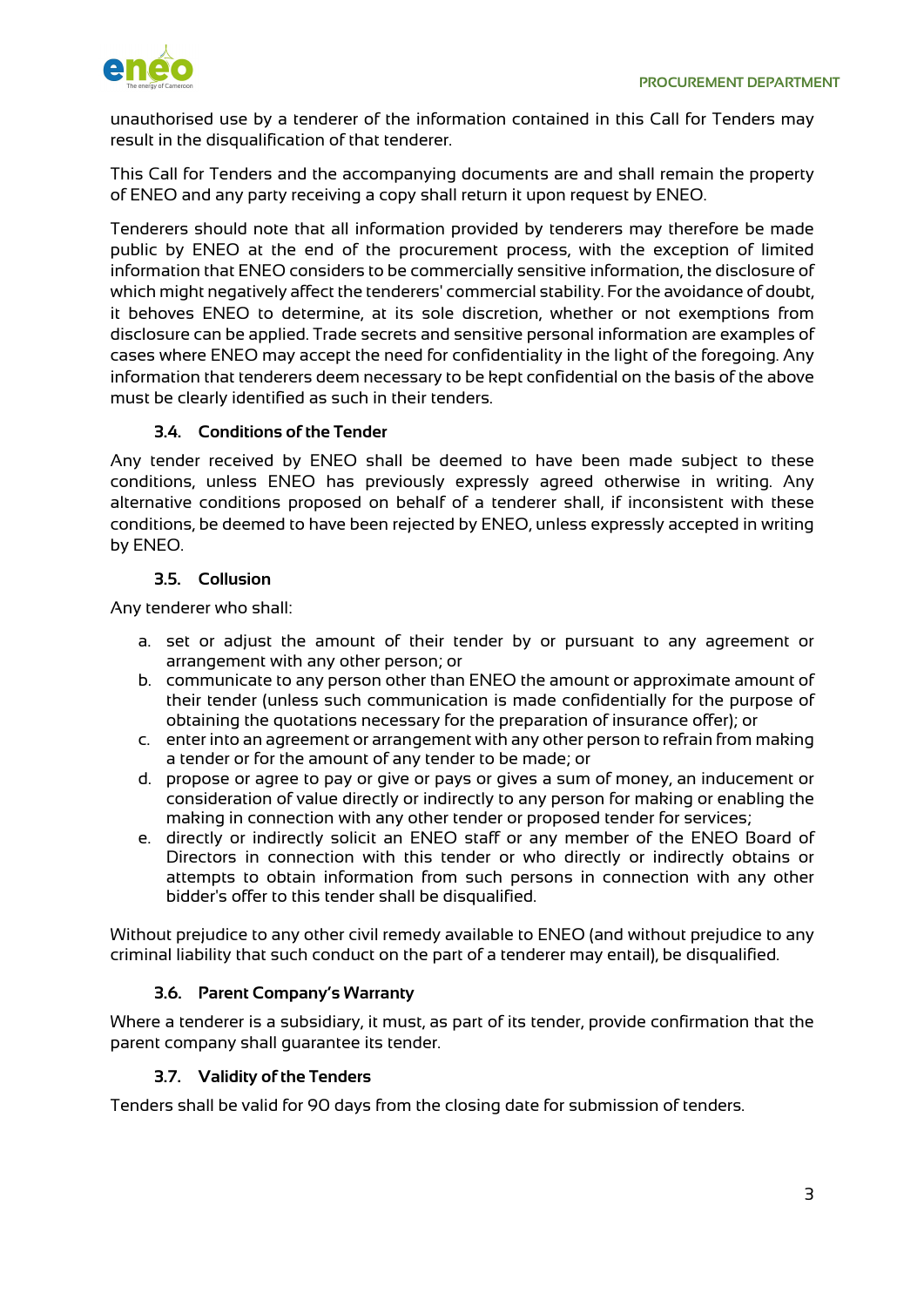unauthorised use by a tenderer of the information contained in this Call for Tenders may result in the disqualification of that tenderer.

This Call for Tenders and the accompanying documents are and shall remain the property of ENEO and any party receiving a copy shall return it upon request by ENEO.

Tenderers should note that all information provided by tenderers may therefore be made public by ENEO at the end of the procurement process, with the exception of limited information that ENEO considers to be commercially sensitive information, the disclosure of which might negatively affect the tenderers' commercial stability. For the avoidance of doubt, it behoves ENEO to determine, at its sole discretion, whether or not exemptions from disclosure can be applied. Trade secrets and sensitive personal information are examples of cases where ENEO may accept the need for confidentiality in the light of the foregoing. Any information that tenderers deem necessary to be kept confidential on the basis of the above must be clearly identified as such in their tenders.

### 3.4. Conditions of the Tender

Any tender received by ENEO shall be deemed to have been made subject to these conditions, unless ENEO has previously expressly agreed otherwise in writing. Any alternative conditions proposed on behalf of a tenderer shall, if inconsistent with these conditions, be deemed to have been rejected by ENEO, unless expressly accepted in writing by ENEO.

### 3.5. Collusion

Any tenderer who shall:

a. set or adjust the amount of their tender by or pursuant to any agreement or arrangement with any other person; or
b. communicate to any person other than ENEO the amount or approximate amount of their tender (unless such communication is made confidentially for the purpose of obtaining the quotations necessary for the preparation of insurance offer); or
c. enter into an agreement or arrangement with any other person to refrain from making a tender or for the amount of any tender to be made; or
d. propose or agree to pay or give or pays or gives a sum of money, an inducement or consideration of value directly or indirectly to any person for making or enabling the making in connection with any other tender or proposed tender for services;
e. directly or indirectly solicit an ENEO staff or any member of the ENEO Board of Directors in connection with this tender or who directly or indirectly obtains or attempts to obtain information from such persons in connection with any other bidder's offer to this tender shall be disqualified.

Without prejudice to any other civil remedy available to ENEO (and without prejudice to any criminal liability that such conduct on the part of a tenderer may entail), be disqualified.

### 3.6. Parent Company's Warranty

Where a tenderer is a subsidiary, it must, as part of its tender, provide confirmation that the parent company shall guarantee its tender.

### 3.7. Validity of the Tenders

Tenders shall be valid for 90 days from the closing date for submission of tenders.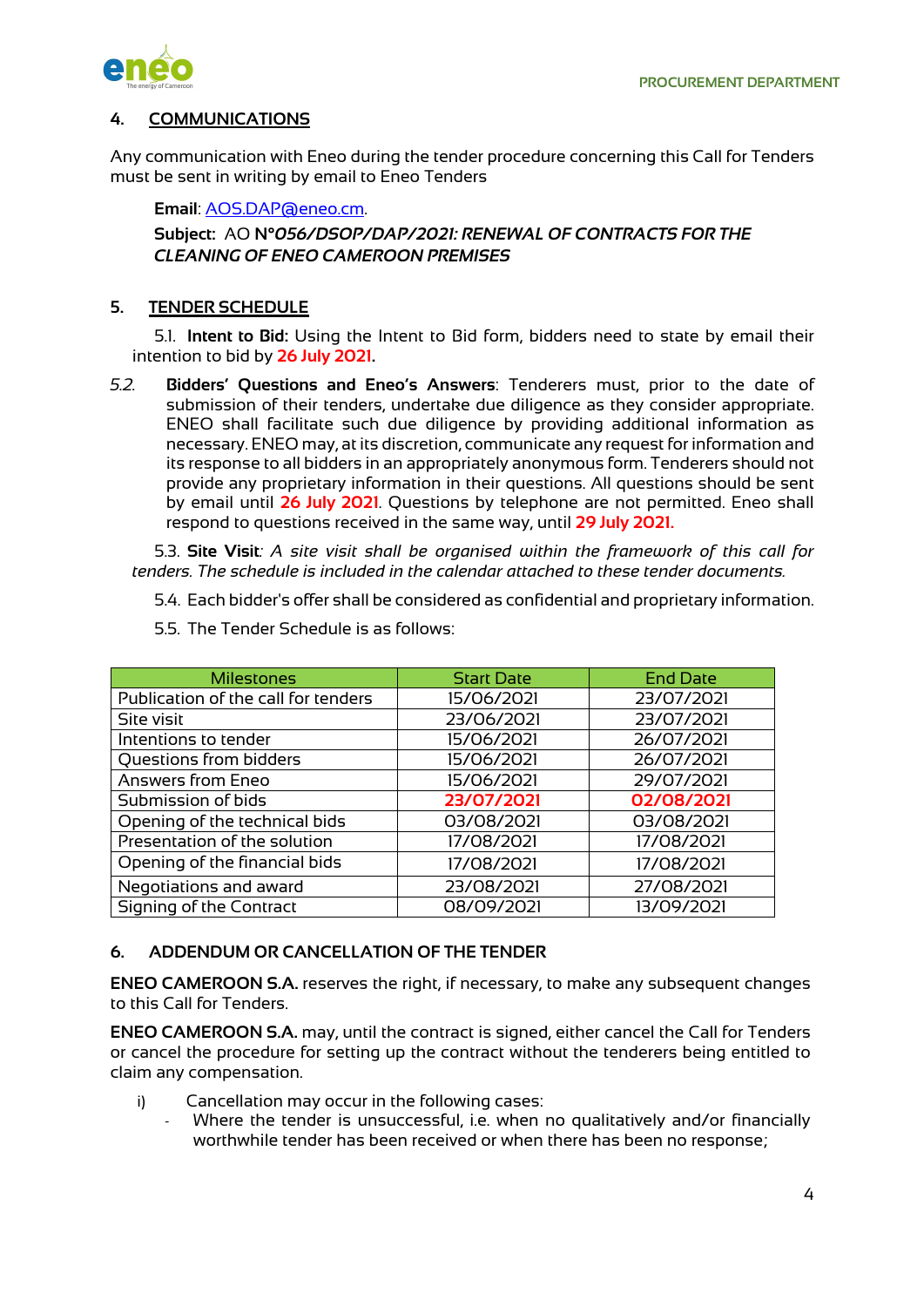## 4. COMMUNICATIONS

Any communication with Eneo during the tender procedure concerning this Call for Tenders must be sent in writing by email to Eneo Tenders

**Email**: AOS.DAP@eneo.cm.

**Subject:** AO **N°*056/DSOP/DAP/2021: RENEWAL OF CONTRACTS FOR THE CLEANING OF ENEO CAMEROON PREMISES***

## 5. TENDER SCHEDULE

5.1. **Intent to Bid:** Using the Intent to Bid form, bidders need to state by email their intention to bid by **26 July 2021**.

*5.2.* **Bidders' Questions and Eneo's Answers**: Tenderers must, prior to the date of submission of their tenders, undertake due diligence as they consider appropriate. ENEO shall facilitate such due diligence by providing additional information as necessary. ENEO may, at its discretion, communicate any request for information and its response to all bidders in an appropriately anonymous form. Tenderers should not provide any proprietary information in their questions. All questions should be sent by email until **26 July 2021**. Questions by telephone are not permitted. Eneo shall respond to questions received in the same way, until **29 July 2021.**

5.3. **Site Visit***: A site visit shall be organised within the framework of this call for tenders. The schedule is included in the calendar attached to these tender documents.*

5.4. Each bidder's offer shall be considered as confidential and proprietary information.

5.5. The Tender Schedule is as follows:

| Milestones | Start Date | End Date |
|---|---|---|
| Publication of the call for tenders | 15/06/2021 | 23/07/2021 |
| Site visit | 23/06/2021 | 23/07/2021 |
| Intentions to tender | 15/06/2021 | 26/07/2021 |
| Questions from bidders | 15/06/2021 | 26/07/2021 |
| Answers from Eneo | 15/06/2021 | 29/07/2021 |
| Submission of bids | **23/07/2021** | **02/08/2021** |
| Opening of the technical bids | 03/08/2021 | 03/08/2021 |
| Presentation of the solution | 17/08/2021 | 17/08/2021 |
| Opening of the financial bids | 17/08/2021 | 17/08/2021 |
| Negotiations and award | 23/08/2021 | 27/08/2021 |
| Signing of the Contract | 08/09/2021 | 13/09/2021 |

## 6. ADDENDUM OR CANCELLATION OF THE TENDER

**ENEO CAMEROON S.A.** reserves the right, if necessary, to make any subsequent changes to this Call for Tenders.

**ENEO CAMEROON S.A.** may, until the contract is signed, either cancel the Call for Tenders or cancel the procedure for setting up the contract without the tenderers being entitled to claim any compensation.

i) Cancellation may occur in the following cases:
  - Where the tender is unsuccessful, i.e. when no qualitatively and/or financially worthwhile tender has been received or when there has been no response;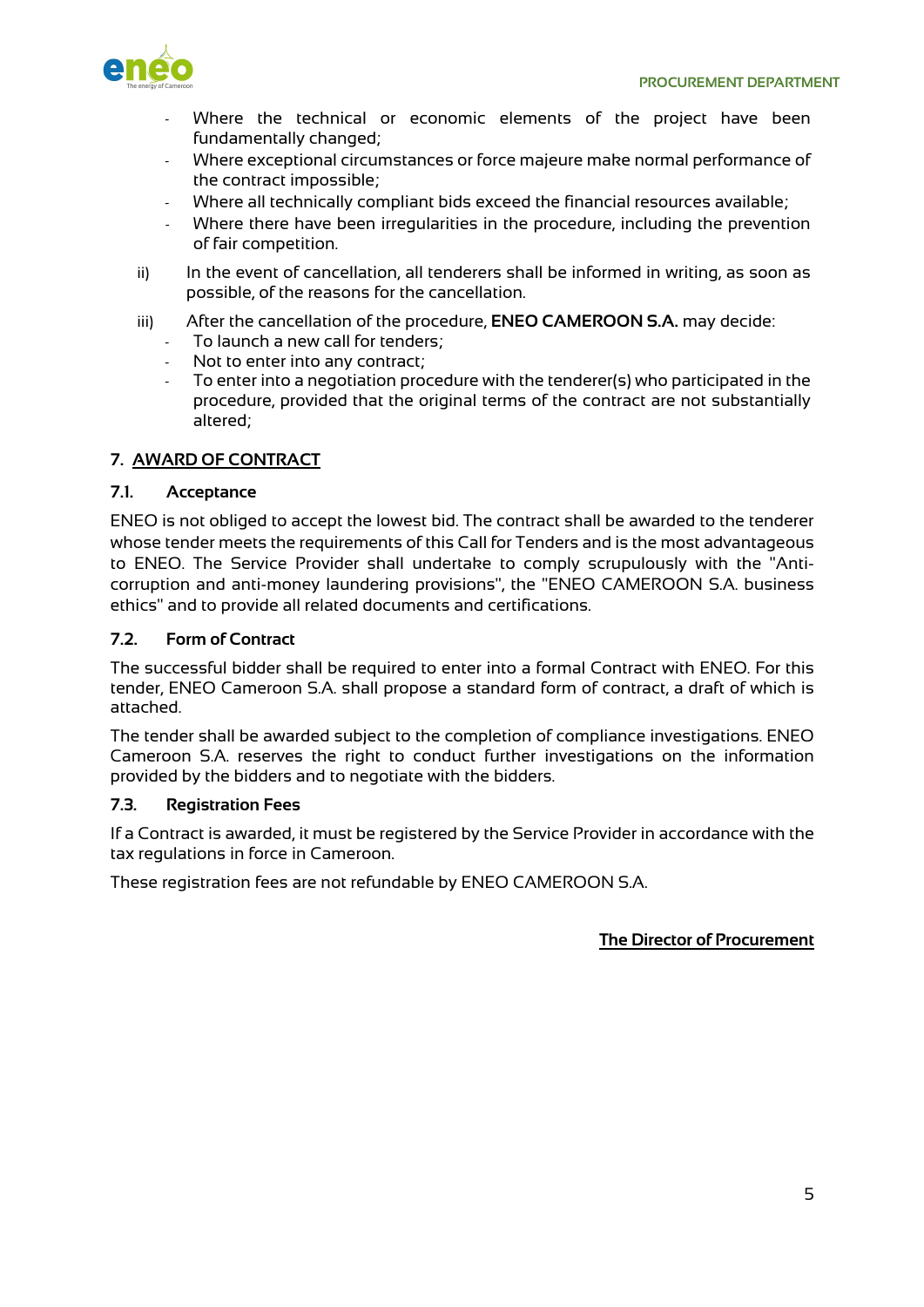- Where the technical or economic elements of the project have been fundamentally changed;
- Where exceptional circumstances or force majeure make normal performance of the contract impossible;
- Where all technically compliant bids exceed the financial resources available;
- Where there have been irregularities in the procedure, including the prevention of fair competition.

ii) In the event of cancellation, all tenderers shall be informed in writing, as soon as possible, of the reasons for the cancellation.

iii) After the cancellation of the procedure, **ENEO CAMEROON S.A.** may decide:

- To launch a new call for tenders;
- Not to enter into any contract;
- To enter into a negotiation procedure with the tenderer(s) who participated in the procedure, provided that the original terms of the contract are not substantially altered;

## 7. AWARD OF CONTRACT

### 7.1. Acceptance

ENEO is not obliged to accept the lowest bid. The contract shall be awarded to the tenderer whose tender meets the requirements of this Call for Tenders and is the most advantageous to ENEO. The Service Provider shall undertake to comply scrupulously with the "Anti-corruption and anti-money laundering provisions", the "ENEO CAMEROON S.A. business ethics" and to provide all related documents and certifications.

### 7.2. Form of Contract

The successful bidder shall be required to enter into a formal Contract with ENEO. For this tender, ENEO Cameroon S.A. shall propose a standard form of contract, a draft of which is attached.

The tender shall be awarded subject to the completion of compliance investigations. ENEO Cameroon S.A. reserves the right to conduct further investigations on the information provided by the bidders and to negotiate with the bidders.

### 7.3. Registration Fees

If a Contract is awarded, it must be registered by the Service Provider in accordance with the tax regulations in force in Cameroon.

These registration fees are not refundable by ENEO CAMEROON S.A.

**The Director of Procurement**